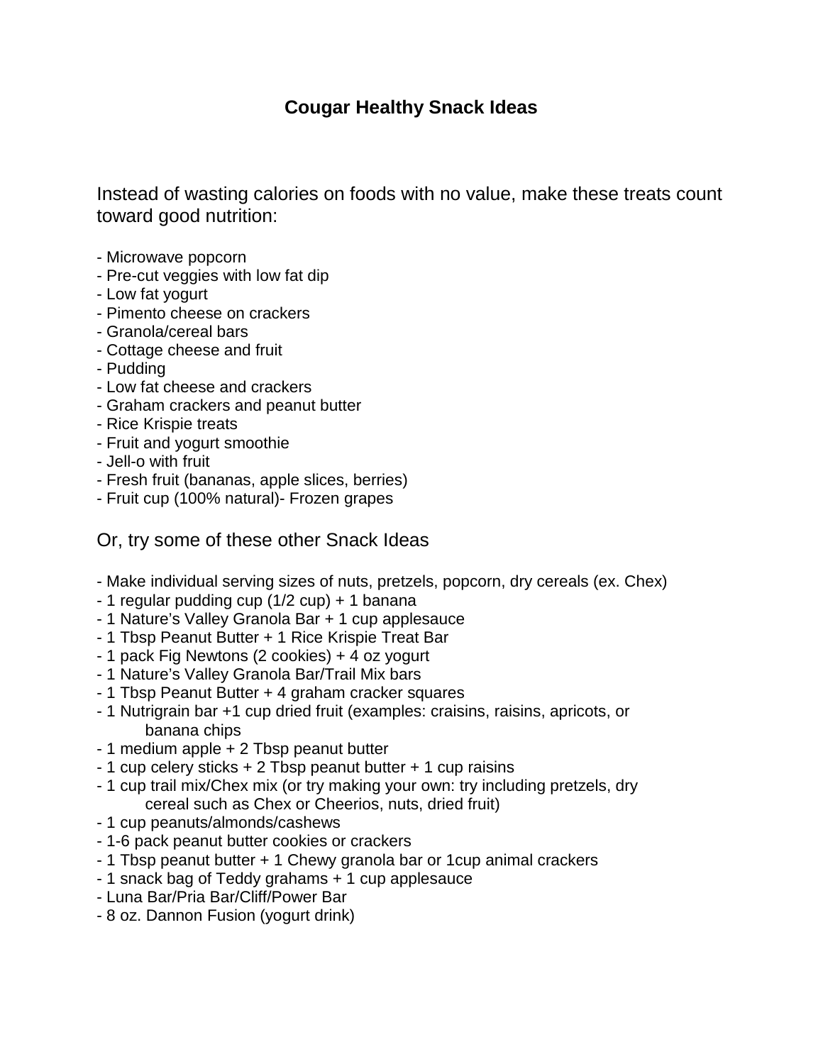# Cougar Healthy Snack Ideas

Instead of wasting calories on foods with no value, make these treats count toward good nutrition:

- Microwave popcorn
- Pre-cut veggies with low fat dip
- Low fat yogurt
- Pimento cheese on crackers
- Granola/cereal bars
- Cottage cheese and fruit
- Pudding
- Low fat cheese and crackers
- Graham crackers and peanut butter
- Rice Krispie treats
- Fruit and yogurt smoothie
- Jell-o with fruit
- Fresh fruit (bananas, apple slices, berries)
- Fruit cup (100% natural)- Frozen grapes

Or, try some of these other Snack Ideas

- Make individual serving sizes of nuts, pretzels, popcorn, dry cereals (ex. Chex)
- 1 regular pudding cup (1/2 cup) + 1 banana
- 1 Nature's Valley Granola Bar + 1 cup applesauce
- 1 Tbsp Peanut Butter + 1 Rice Krispie Treat Bar
- 1 pack Fig Newtons (2 cookies) + 4 oz yogurt
- 1 Nature's Valley Granola Bar/Trail Mix bars
- 1 Tbsp Peanut Butter + 4 graham cracker squares
- 1 Nutrigrain bar +1 cup dried fruit (examples: craisins, raisins, apricots, or banana chips
- 1 medium apple + 2 Tbsp peanut butter
- 1 cup celery sticks + 2 Tbsp peanut butter + 1 cup raisins
- 1 cup trail mix/Chex mix (or try making your own: try including pretzels, dry cereal such as Chex or Cheerios, nuts, dried fruit)
- 1 cup peanuts/almonds/cashews
- 1-6 pack peanut butter cookies or crackers
- 1 Tbsp peanut butter + 1 Chewy granola bar or 1cup animal crackers
- 1 snack bag of Teddy grahams + 1 cup applesauce
- Luna Bar/Pria Bar/Cliff/Power Bar
- 8 oz. Dannon Fusion (yogurt drink)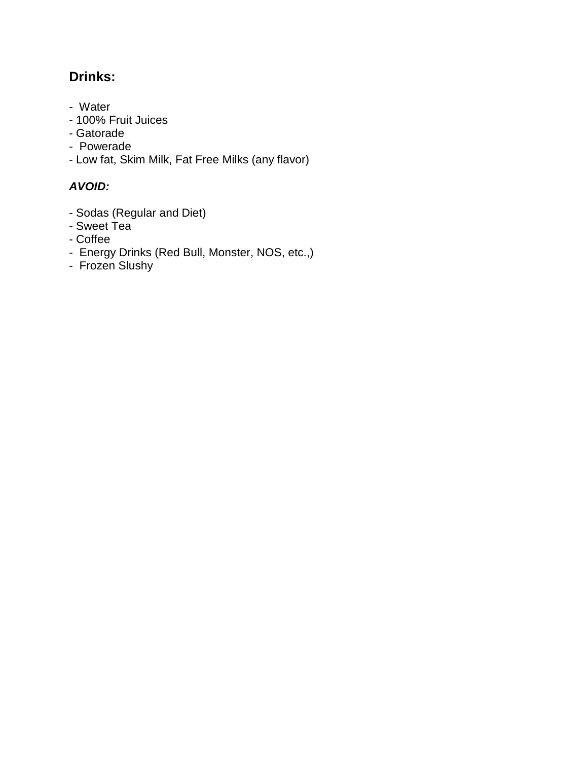## Drinks:

- Water
- 100% Fruit Juices
- Gatorade
- Powerade
- Low fat, Skim Milk, Fat Free Milks (any flavor)

### ***AVOID:***

- Sodas (Regular and Diet)
- Sweet Tea
- Coffee
- Energy Drinks (Red Bull, Monster, NOS, etc.,)
- Frozen Slushy